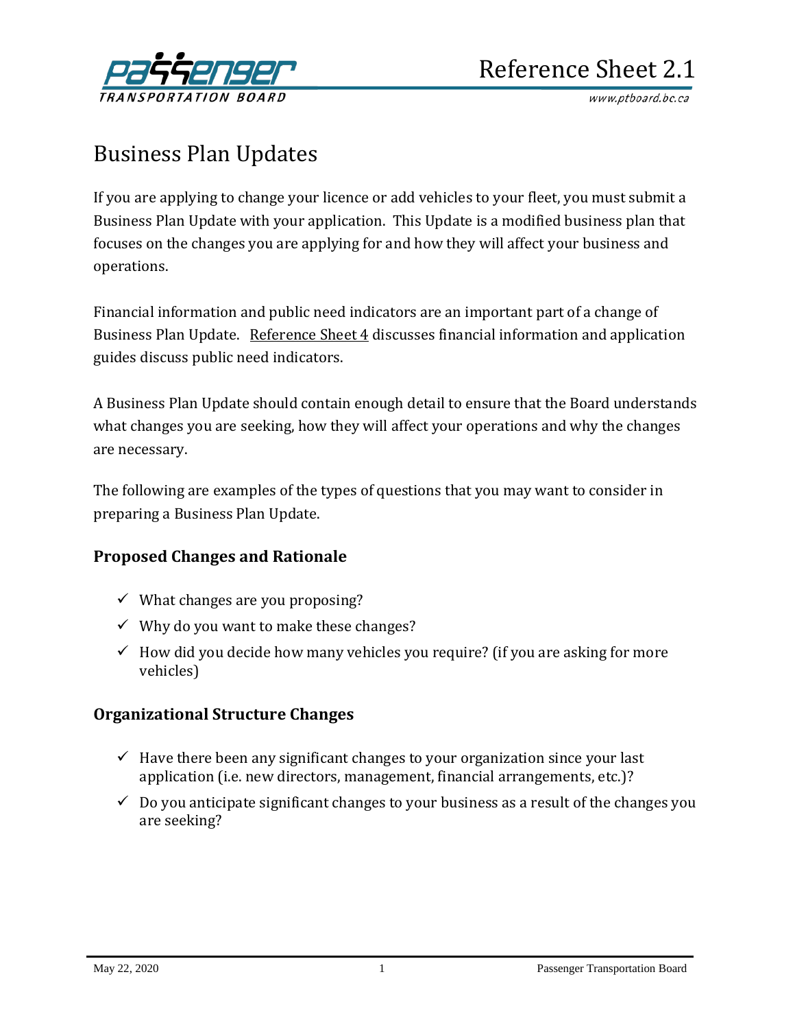Reference Sheet 2.1

# Business Plan Updates

If you are applying to change your licence or add vehicles to your fleet, you must submit a Business Plan Update with your application. This Update is a modified business plan that focuses on the changes you are applying for and how they will affect your business and operations.

Financial information and public need indicators are an important part of a change of Business Plan Update. Reference Sheet 4 discusses financial information and application guides discuss public need indicators.

A Business Plan Update should contain enough detail to ensure that the Board understands what changes you are seeking, how they will affect your operations and why the changes are necessary.

The following are examples of the types of questions that you may want to consider in preparing a Business Plan Update.

### Proposed Changes and Rationale

- ✓ What changes are you proposing?
- ✓ Why do you want to make these changes?
- ✓ How did you decide how many vehicles you require? (if you are asking for more vehicles)

### Organizational Structure Changes

- ✓ Have there been any significant changes to your organization since your last application (i.e. new directors, management, financial arrangements, etc.)?
- ✓ Do you anticipate significant changes to your business as a result of the changes you are seeking?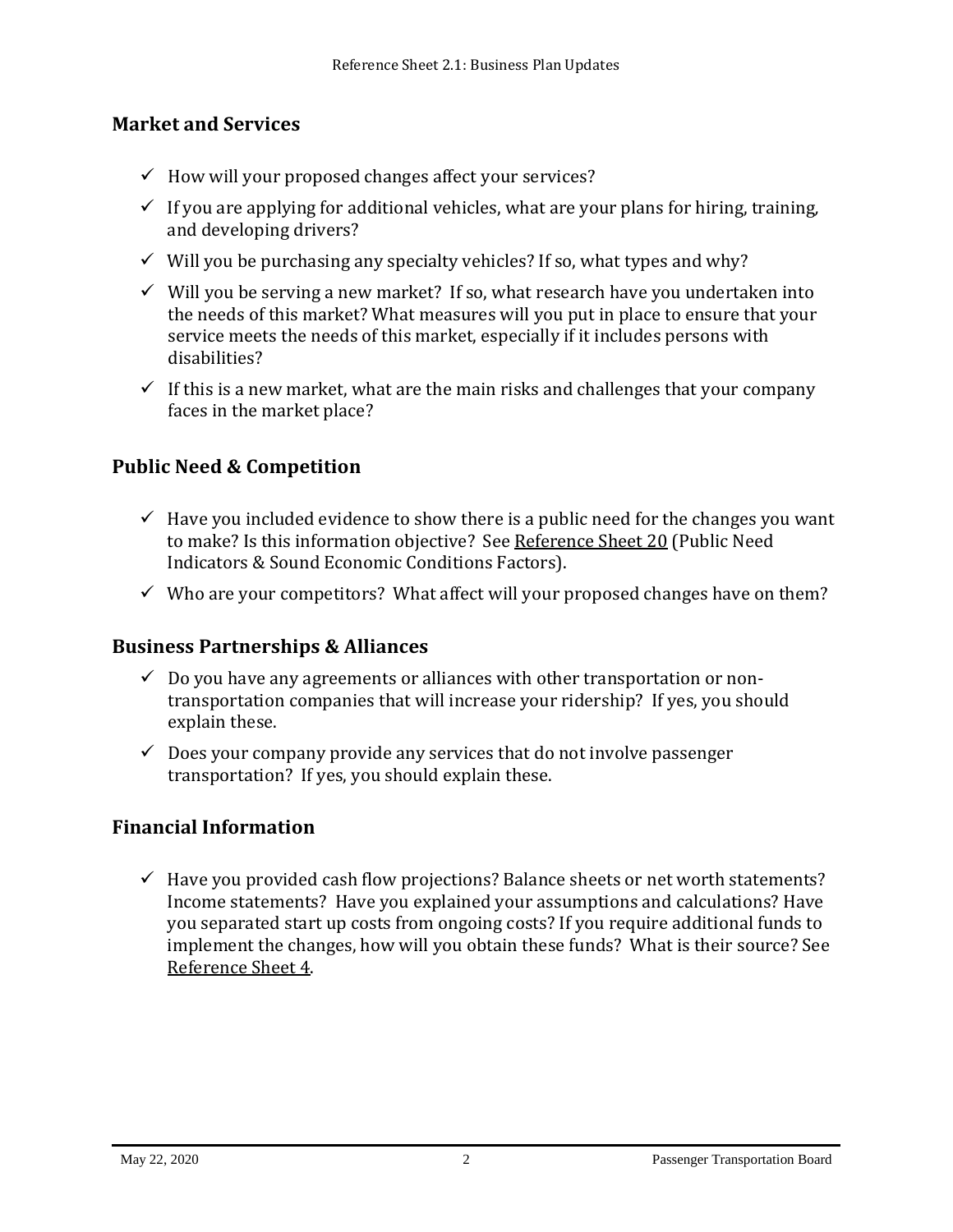## Market and Services

- ✓ How will your proposed changes affect your services?
- ✓ If you are applying for additional vehicles, what are your plans for hiring, training, and developing drivers?
- ✓ Will you be purchasing any specialty vehicles? If so, what types and why?
- ✓ Will you be serving a new market? If so, what research have you undertaken into the needs of this market? What measures will you put in place to ensure that your service meets the needs of this market, especially if it includes persons with disabilities?
- ✓ If this is a new market, what are the main risks and challenges that your company faces in the market place?

## Public Need & Competition

- ✓ Have you included evidence to show there is a public need for the changes you want to make? Is this information objective? See Reference Sheet 20 (Public Need Indicators & Sound Economic Conditions Factors).
- ✓ Who are your competitors? What affect will your proposed changes have on them?

## Business Partnerships & Alliances

- ✓ Do you have any agreements or alliances with other transportation or non-transportation companies that will increase your ridership? If yes, you should explain these.
- ✓ Does your company provide any services that do not involve passenger transportation? If yes, you should explain these.

## Financial Information

- ✓ Have you provided cash flow projections? Balance sheets or net worth statements? Income statements? Have you explained your assumptions and calculations? Have you separated start up costs from ongoing costs? If you require additional funds to implement the changes, how will you obtain these funds? What is their source? See Reference Sheet 4.